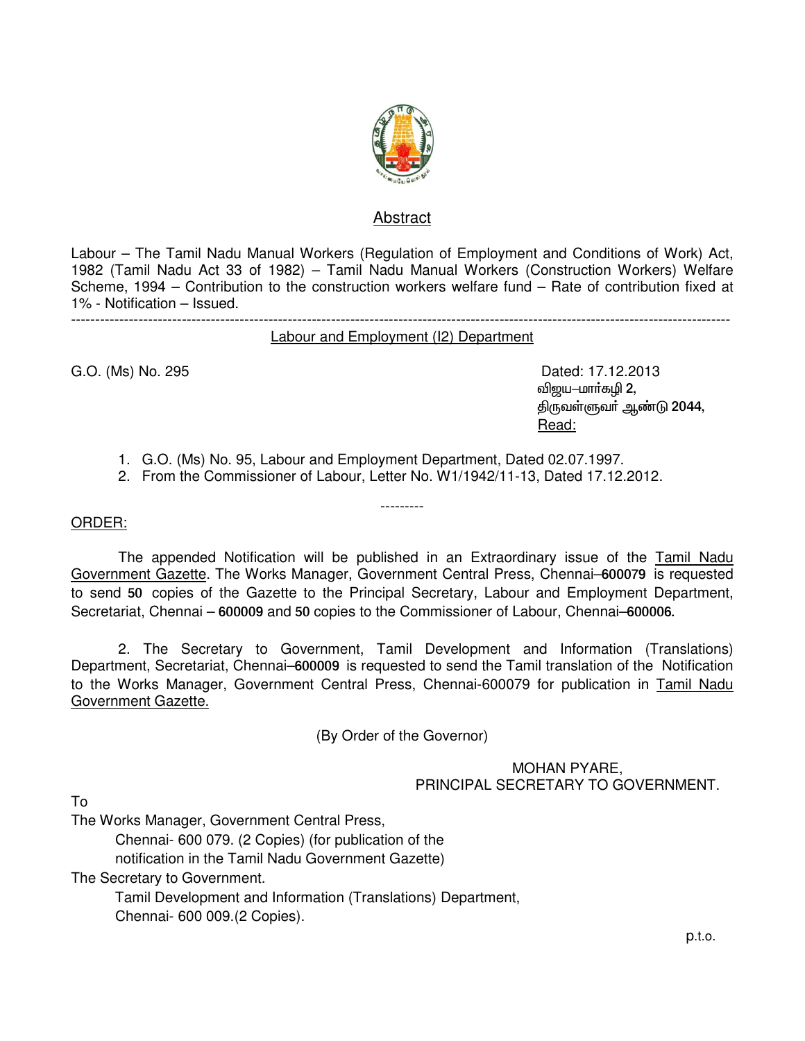## Abstract

Labour – The Tamil Nadu Manual Workers (Regulation of Employment and Conditions of Work) Act, 1982 (Tamil Nadu Act 33 of 1982) – Tamil Nadu Manual Workers (Construction Workers) Welfare Scheme, 1994 – Contribution to the construction workers welfare fund – Rate of contribution fixed at 1% - Notification – Issued.

---

Labour and Employment (I2) Department

G.O. (Ms) No. 295

Dated: 17.12.2013
விஜய–மார்கழி **2**,
திருவள்ளுவர் ஆண்டு **2044**,

Read:

1. G.O. (Ms) No. 95, Labour and Employment Department, Dated 02.07.1997.
2. From the Commissioner of Labour, Letter No. W1/1942/11-13, Dated 17.12.2012.

---------

ORDER:

The appended Notification will be published in an Extraordinary issue of the Tamil Nadu Government Gazette. The Works Manager, Government Central Press, Chennai–**600079** is requested to send **50** copies of the Gazette to the Principal Secretary, Labour and Employment Department, Secretariat, Chennai – **600009** and **50** copies to the Commissioner of Labour, Chennai–**600006.**

2. The Secretary to Government, Tamil Development and Information (Translations) Department, Secretariat, Chennai–**600009** is requested to send the Tamil translation of the Notification to the Works Manager, Government Central Press, Chennai-600079 for publication in Tamil Nadu Government Gazette.

(By Order of the Governor)

MOHAN PYARE,
PRINCIPAL SECRETARY TO GOVERNMENT.

To

The Works Manager, Government Central Press,
Chennai- 600 079. (2 Copies) (for publication of the notification in the Tamil Nadu Government Gazette)

The Secretary to Government.
Tamil Development and Information (Translations) Department,
Chennai- 600 009.(2 Copies).

p.t.o.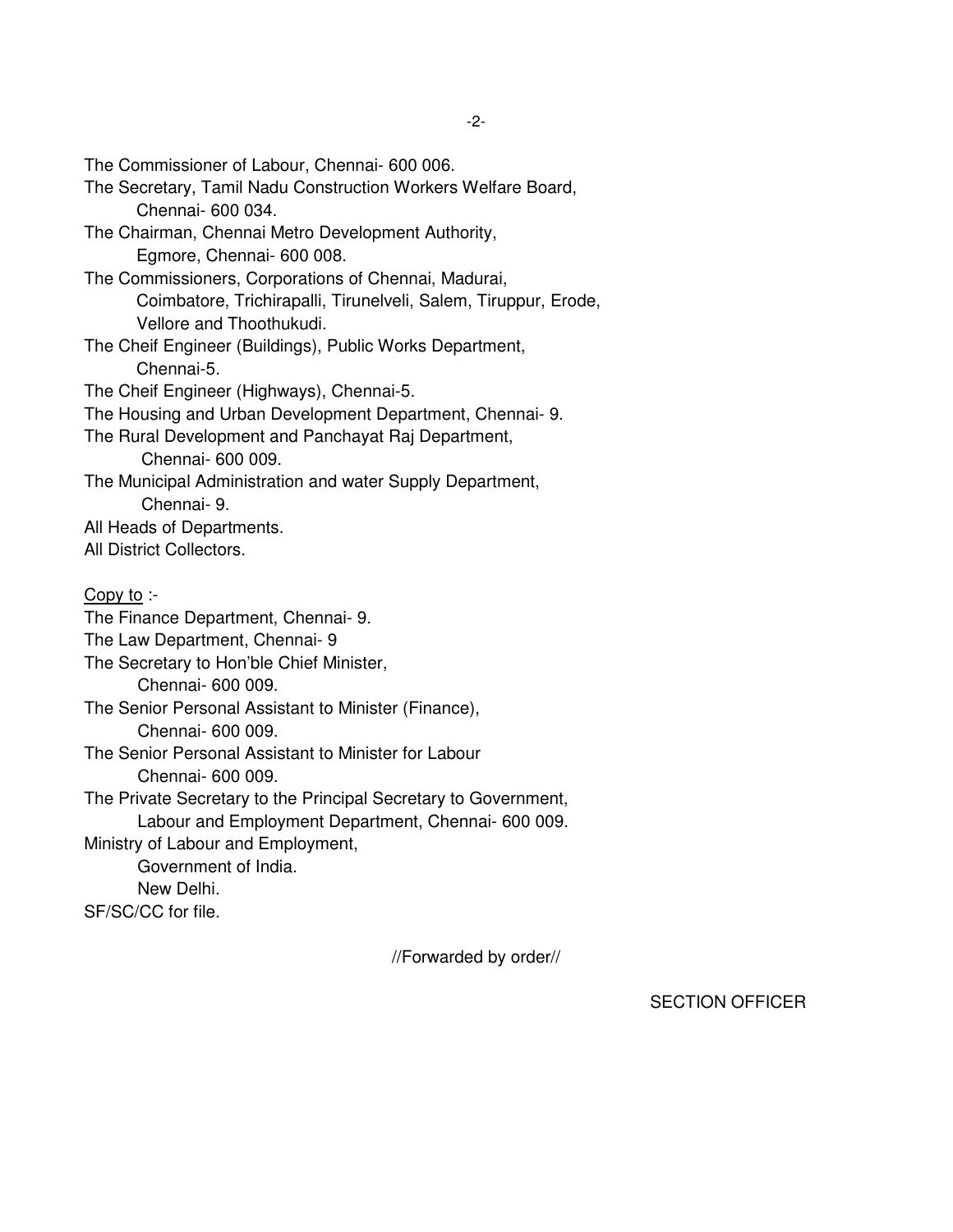The Commissioner of Labour, Chennai- 600 006.
The Secretary, Tamil Nadu Construction Workers Welfare Board,
Chennai- 600 034.
The Chairman, Chennai Metro Development Authority,
Egmore, Chennai- 600 008.
The Commissioners, Corporations of Chennai, Madurai,
Coimbatore, Trichirapalli, Tirunelveli, Salem, Tiruppur, Erode,
Vellore and Thoothukudi.
The Cheif Engineer (Buildings), Public Works Department,
Chennai-5.
The Cheif Engineer (Highways), Chennai-5.
The Housing and Urban Development Department, Chennai- 9.
The Rural Development and Panchayat Raj Department,
Chennai- 600 009.
The Municipal Administration and water Supply Department,
Chennai- 9.
All Heads of Departments.
All District Collectors.

Copy to :-
The Finance Department, Chennai- 9.
The Law Department, Chennai- 9
The Secretary to Hon'ble Chief Minister,
Chennai- 600 009.
The Senior Personal Assistant to Minister (Finance),
Chennai- 600 009.
The Senior Personal Assistant to Minister for Labour
Chennai- 600 009.
The Private Secretary to the Principal Secretary to Government,
Labour and Employment Department, Chennai- 600 009.
Ministry of Labour and Employment,
Government of India.
New Delhi.
SF/SC/CC for file.

//Forwarded by order//

SECTION OFFICER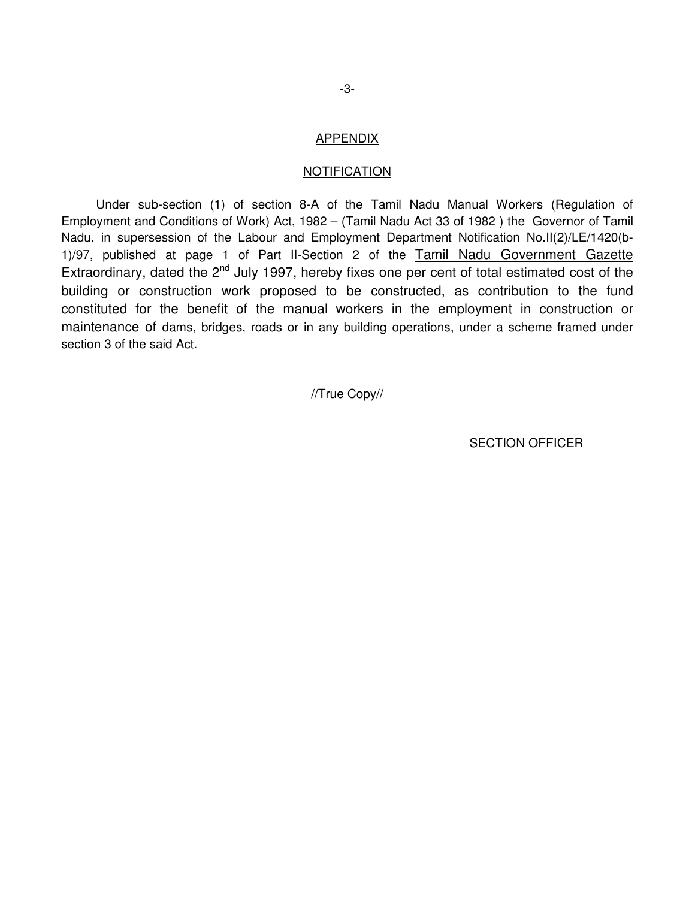## APPENDIX

## NOTIFICATION

Under sub-section (1) of section 8-A of the Tamil Nadu Manual Workers (Regulation of Employment and Conditions of Work) Act, 1982 – (Tamil Nadu Act 33 of 1982 ) the Governor of Tamil Nadu, in supersession of the Labour and Employment Department Notification No.II(2)/LE/1420(b-1)/97, published at page 1 of Part II-Section 2 of the Tamil Nadu Government Gazette Extraordinary, dated the 2nd July 1997, hereby fixes one per cent of total estimated cost of the building or construction work proposed to be constructed, as contribution to the fund constituted for the benefit of the manual workers in the employment in construction or maintenance of dams, bridges, roads or in any building operations, under a scheme framed under section 3 of the said Act.

//True Copy//

SECTION OFFICER